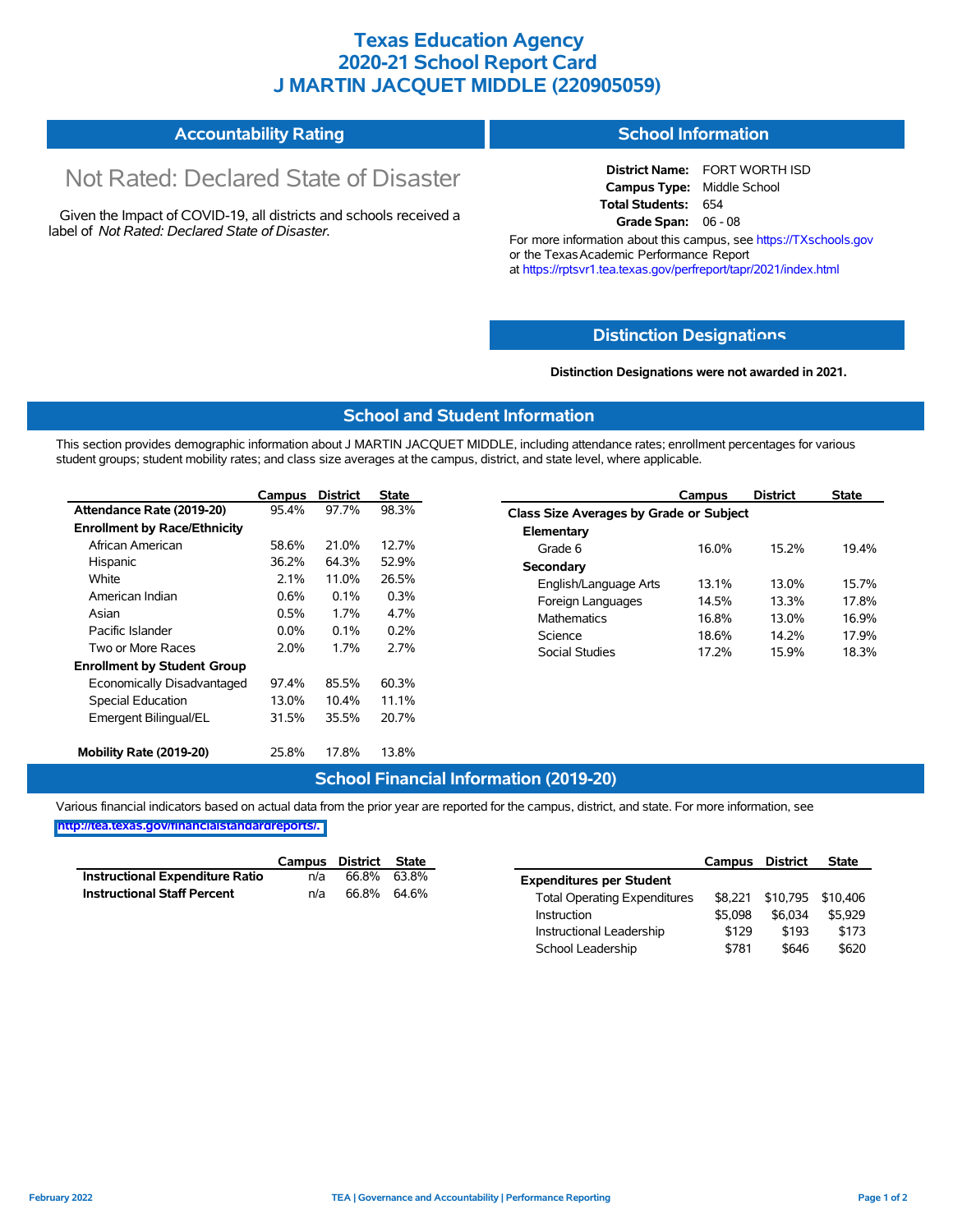# Texas Education Agency
# 2020-21 School Report Card
# J MARTIN JACQUET MIDDLE (220905059)

## Accountability Rating

Not Rated: Declared State of Disaster

Given the Impact of COVID-19, all districts and schools received a label of *Not Rated: Declared State of Disaster*.

## School Information

**District Name:** FORT WORTH ISD
**Campus Type:** Middle School
**Total Students:** 654
**Grade Span:** 06 - 08

For more information about this campus, see https://TXschools.gov or the Texas Academic Performance Report at https://rptsvr1.tea.texas.gov/perfreport/tapr/2021/index.html

## Distinction Designations

**Distinction Designations were not awarded in 2021.**

## School and Student Information

This section provides demographic information about J MARTIN JACQUET MIDDLE, including attendance rates; enrollment percentages for various student groups; student mobility rates; and class size averages at the campus, district, and state level, where applicable.

| | Campus | District | State |
|---|---|---|---|
| **Attendance Rate (2019-20)** | 95.4% | 97.7% | 98.3% |
| **Enrollment by Race/Ethnicity** | | | |
| African American | 58.6% | 21.0% | 12.7% |
| Hispanic | 36.2% | 64.3% | 52.9% |
| White | 2.1% | 11.0% | 26.5% |
| American Indian | 0.6% | 0.1% | 0.3% |
| Asian | 0.5% | 1.7% | 4.7% |
| Pacific Islander | 0.0% | 0.1% | 0.2% |
| Two or More Races | 2.0% | 1.7% | 2.7% |
| **Enrollment by Student Group** | | | |
| Economically Disadvantaged | 97.4% | 85.5% | 60.3% |
| Special Education | 13.0% | 10.4% | 11.1% |
| Emergent Bilingual/EL | 31.5% | 35.5% | 20.7% |
| **Mobility Rate (2019-20)** | 25.8% | 17.8% | 13.8% |

| | Campus | District | State |
|---|---|---|---|
| **Class Size Averages by Grade or Subject** | | | |
| **Elementary** | | | |
| Grade 6 | 16.0% | 15.2% | 19.4% |
| **Secondary** | | | |
| English/Language Arts | 13.1% | 13.0% | 15.7% |
| Foreign Languages | 14.5% | 13.3% | 17.8% |
| Mathematics | 16.8% | 13.0% | 16.9% |
| Science | 18.6% | 14.2% | 17.9% |
| Social Studies | 17.2% | 15.9% | 18.3% |

## School Financial Information (2019-20)

Various financial indicators based on actual data from the prior year are reported for the campus, district, and state. For more information, see http://tea.texas.gov/financialstandardreports/.

| | Campus | District | State |
|---|---|---|---|
| **Instructional Expenditure Ratio** | n/a | 66.8% | 63.8% |
| **Instructional Staff Percent** | n/a | 66.8% | 64.6% |

| | Campus | District | State |
|---|---|---|---|
| **Expenditures per Student** | | | |
| Total Operating Expenditures | $8,221 | $10,795 | $10,406 |
| Instruction | $5,098 | $6,034 | $5,929 |
| Instructional Leadership | $129 | $193 | $173 |
| School Leadership | $781 | $646 | $620 |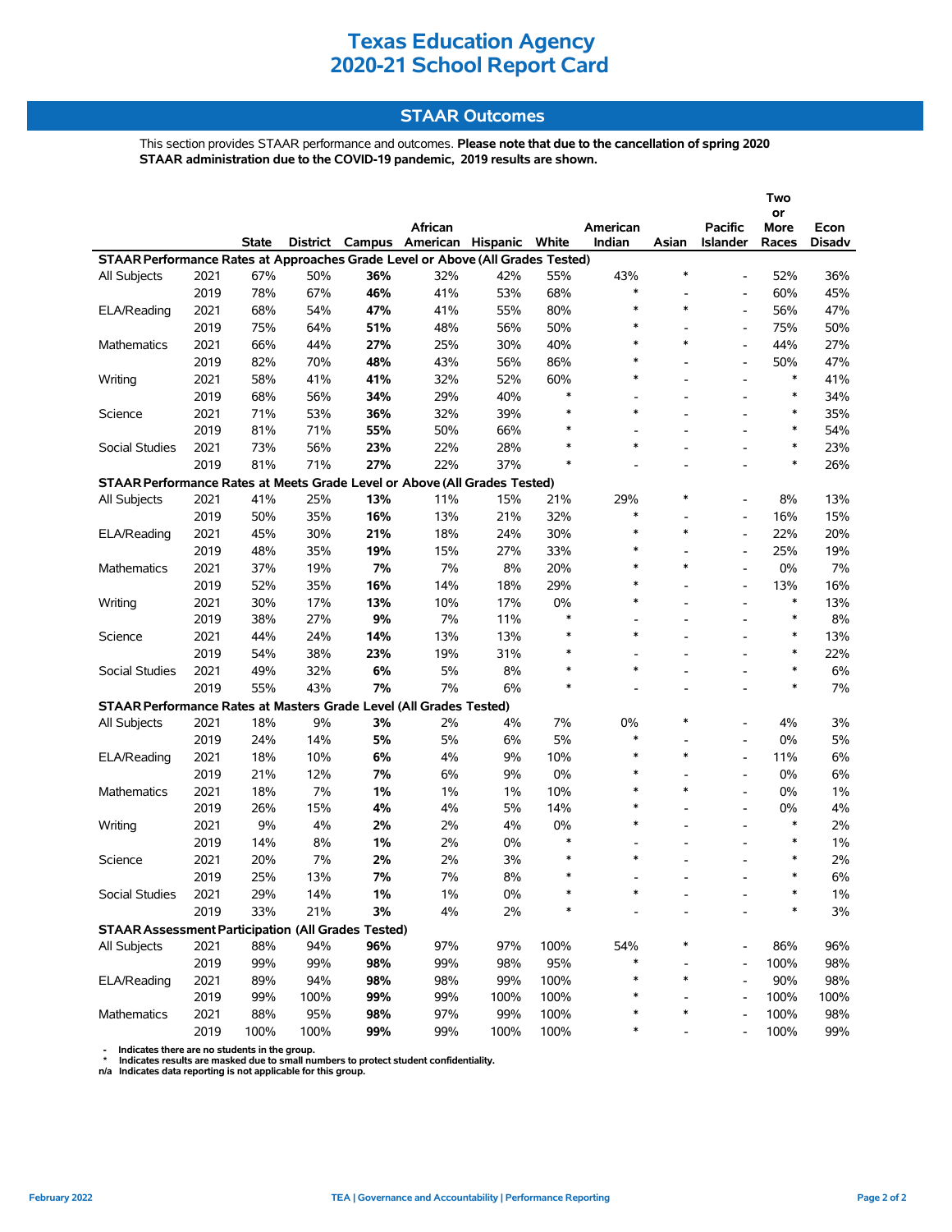# Texas Education Agency
# 2020-21 School Report Card

## STAAR Outcomes

This section provides STAAR performance and outcomes. **Please note that due to the cancellation of spring 2020 STAAR administration due to the COVID-19 pandemic, 2019 results are shown.**

| | | State | District | Campus | African American | Hispanic | White | American Indian | Asian | Pacific Islander | Two or More Races | Econ Disadv |
|---|---|---|---|---|---|---|---|---|---|---|---|---|
| **STAAR Performance Rates at Approaches Grade Level or Above (All Grades Tested)** | | | | | | | | | | | | |
| All Subjects | 2021 | 67% | 50% | **36%** | 32% | 42% | 55% | 43% | * | - | 52% | 36% |
| | 2019 | 78% | 67% | **46%** | 41% | 53% | 68% | * | - | - | 60% | 45% |
| ELA/Reading | 2021 | 68% | 54% | **47%** | 41% | 55% | 80% | * | * | - | 56% | 47% |
| | 2019 | 75% | 64% | **51%** | 48% | 56% | 50% | * | - | - | 75% | 50% |
| Mathematics | 2021 | 66% | 44% | **27%** | 25% | 30% | 40% | * | * | - | 44% | 27% |
| | 2019 | 82% | 70% | **48%** | 43% | 56% | 86% | * | - | - | 50% | 47% |
| Writing | 2021 | 58% | 41% | **41%** | 32% | 52% | 60% | * | - | - | * | 41% |
| | 2019 | 68% | 56% | **34%** | 29% | 40% | * | - | - | - | * | 34% |
| Science | 2021 | 71% | 53% | **36%** | 32% | 39% | * | * | - | - | * | 35% |
| | 2019 | 81% | 71% | **55%** | 50% | 66% | * | - | - | - | * | 54% |
| Social Studies | 2021 | 73% | 56% | **23%** | 22% | 28% | * | * | - | - | * | 23% |
| | 2019 | 81% | 71% | **27%** | 22% | 37% | * | - | - | - | * | 26% |
| **STAAR Performance Rates at Meets Grade Level or Above (All Grades Tested)** | | | | | | | | | | | | |
| All Subjects | 2021 | 41% | 25% | **13%** | 11% | 15% | 21% | 29% | * | - | 8% | 13% |
| | 2019 | 50% | 35% | **16%** | 13% | 21% | 32% | * | - | - | 16% | 15% |
| ELA/Reading | 2021 | 45% | 30% | **21%** | 18% | 24% | 30% | * | * | - | 22% | 20% |
| | 2019 | 48% | 35% | **19%** | 15% | 27% | 33% | * | - | - | 25% | 19% |
| Mathematics | 2021 | 37% | 19% | **7%** | 7% | 8% | 20% | * | * | - | 0% | 7% |
| | 2019 | 52% | 35% | **16%** | 14% | 18% | 29% | * | - | - | 13% | 16% |
| Writing | 2021 | 30% | 17% | **13%** | 10% | 17% | 0% | * | - | - | * | 13% |
| | 2019 | 38% | 27% | **9%** | 7% | 11% | * | - | - | - | * | 8% |
| Science | 2021 | 44% | 24% | **14%** | 13% | 13% | * | * | - | - | * | 13% |
| | 2019 | 54% | 38% | **23%** | 19% | 31% | * | - | - | - | * | 22% |
| Social Studies | 2021 | 49% | 32% | **6%** | 5% | 8% | * | * | - | - | * | 6% |
| | 2019 | 55% | 43% | **7%** | 7% | 6% | * | - | - | - | * | 7% |
| **STAAR Performance Rates at Masters Grade Level (All Grades Tested)** | | | | | | | | | | | | |
| All Subjects | 2021 | 18% | 9% | **3%** | 2% | 4% | 7% | 0% | * | - | 4% | 3% |
| | 2019 | 24% | 14% | **5%** | 5% | 6% | 5% | * | - | - | 0% | 5% |
| ELA/Reading | 2021 | 18% | 10% | **6%** | 4% | 9% | 10% | * | * | - | 11% | 6% |
| | 2019 | 21% | 12% | **7%** | 6% | 9% | 0% | * | - | - | 0% | 6% |
| Mathematics | 2021 | 18% | 7% | **1%** | 1% | 1% | 10% | * | * | - | 0% | 1% |
| | 2019 | 26% | 15% | **4%** | 4% | 5% | 14% | * | - | - | 0% | 4% |
| Writing | 2021 | 9% | 4% | **2%** | 2% | 4% | 0% | * | - | - | * | 2% |
| | 2019 | 14% | 8% | **1%** | 2% | 0% | * | - | - | - | * | 1% |
| Science | 2021 | 20% | 7% | **2%** | 2% | 3% | * | * | - | - | * | 2% |
| | 2019 | 25% | 13% | **7%** | 7% | 8% | * | - | - | - | * | 6% |
| Social Studies | 2021 | 29% | 14% | **1%** | 1% | 0% | * | * | - | - | * | 1% |
| | 2019 | 33% | 21% | **3%** | 4% | 2% | * | - | - | - | * | 3% |
| **STAAR Assessment Participation (All Grades Tested)** | | | | | | | | | | | | |
| All Subjects | 2021 | 88% | 94% | **96%** | 97% | 97% | 100% | 54% | * | - | 86% | 96% |
| | 2019 | 99% | 99% | **98%** | 99% | 98% | 95% | * | - | - | 100% | 98% |
| ELA/Reading | 2021 | 89% | 94% | **98%** | 98% | 99% | 100% | * | * | - | 90% | 98% |
| | 2019 | 99% | 100% | **99%** | 99% | 100% | 100% | * | - | - | 100% | 100% |
| Mathematics | 2021 | 88% | 95% | **98%** | 97% | 99% | 100% | * | * | - | 100% | 98% |
| | 2019 | 100% | 100% | **99%** | 99% | 100% | 100% | * | - | - | 100% | 99% |

- Indicates there are no students in the group.
* Indicates results are masked due to small numbers to protect student confidentiality.
n/a Indicates data reporting is not applicable for this group.